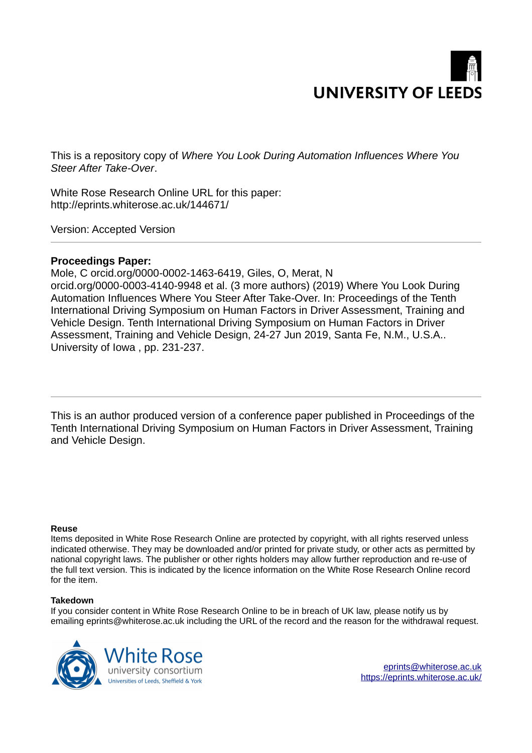UNIVERSITY OF LEEDS

This is a repository copy of *Where You Look During Automation Influences Where You Steer After Take-Over*.

White Rose Research Online URL for this paper:
http://eprints.whiterose.ac.uk/144671/

Version: Accepted Version

**Proceedings Paper:**

Mole, C orcid.org/0000-0002-1463-6419, Giles, O, Merat, N orcid.org/0000-0003-4140-9948 et al. (3 more authors) (2019) Where You Look During Automation Influences Where You Steer After Take-Over. In: Proceedings of the Tenth International Driving Symposium on Human Factors in Driver Assessment, Training and Vehicle Design. Tenth International Driving Symposium on Human Factors in Driver Assessment, Training and Vehicle Design, 24-27 Jun 2019, Santa Fe, N.M., U.S.A.. University of Iowa , pp. 231-237.

---

This is an author produced version of a conference paper published in Proceedings of the Tenth International Driving Symposium on Human Factors in Driver Assessment, Training and Vehicle Design.

**Reuse**

Items deposited in White Rose Research Online are protected by copyright, with all rights reserved unless indicated otherwise. They may be downloaded and/or printed for private study, or other acts as permitted by national copyright laws. The publisher or other rights holders may allow further reproduction and re-use of the full text version. This is indicated by the licence information on the White Rose Research Online record for the item.

**Takedown**

If you consider content in White Rose Research Online to be in breach of UK law, please notify us by emailing eprints@whiterose.ac.uk including the URL of the record and the reason for the withdrawal request.

White Rose university consortium
Universities of Leeds, Sheffield & York

eprints@whiterose.ac.uk
https://eprints.whiterose.ac.uk/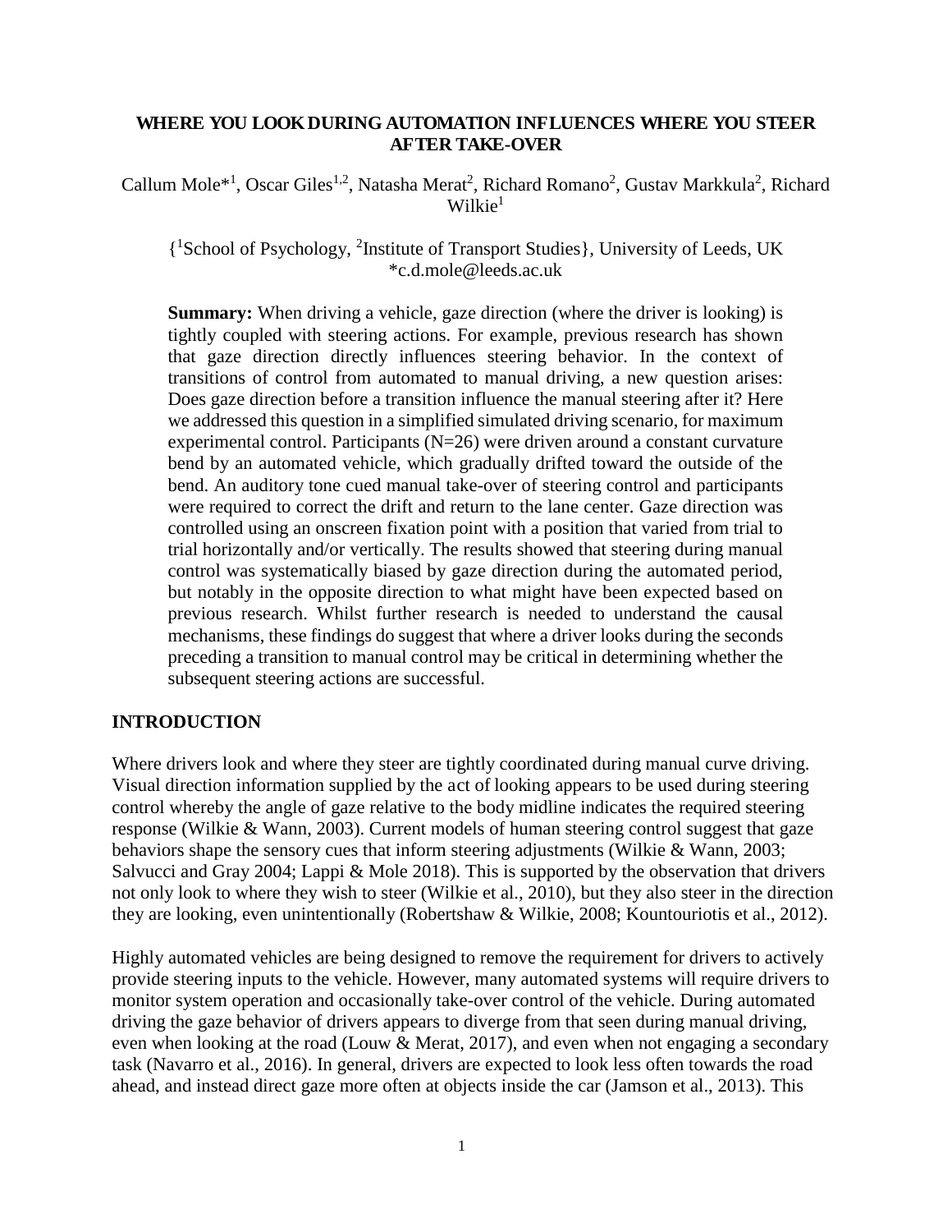# WHERE YOU LOOK DURING AUTOMATION INFLUENCES WHERE YOU STEER AFTER TAKE-OVER

Callum Mole*[1], Oscar Giles[1,2], Natasha Merat[2], Richard Romano[2], Gustav Markkula[2], Richard Wilkie[1]

{[1]School of Psychology, [2]Institute of Transport Studies}, University of Leeds, UK
*c.d.mole@leeds.ac.uk

**Summary:** When driving a vehicle, gaze direction (where the driver is looking) is tightly coupled with steering actions. For example, previous research has shown that gaze direction directly influences steering behavior. In the context of transitions of control from automated to manual driving, a new question arises: Does gaze direction before a transition influence the manual steering after it? Here we addressed this question in a simplified simulated driving scenario, for maximum experimental control. Participants (N=26) were driven around a constant curvature bend by an automated vehicle, which gradually drifted toward the outside of the bend. An auditory tone cued manual take-over of steering control and participants were required to correct the drift and return to the lane center. Gaze direction was controlled using an onscreen fixation point with a position that varied from trial to trial horizontally and/or vertically. The results showed that steering during manual control was systematically biased by gaze direction during the automated period, but notably in the opposite direction to what might have been expected based on previous research. Whilst further research is needed to understand the causal mechanisms, these findings do suggest that where a driver looks during the seconds preceding a transition to manual control may be critical in determining whether the subsequent steering actions are successful.

## INTRODUCTION

Where drivers look and where they steer are tightly coordinated during manual curve driving. Visual direction information supplied by the act of looking appears to be used during steering control whereby the angle of gaze relative to the body midline indicates the required steering response (Wilkie & Wann, 2003). Current models of human steering control suggest that gaze behaviors shape the sensory cues that inform steering adjustments (Wilkie & Wann, 2003; Salvucci and Gray 2004; Lappi & Mole 2018). This is supported by the observation that drivers not only look to where they wish to steer (Wilkie et al., 2010), but they also steer in the direction they are looking, even unintentionally (Robertshaw & Wilkie, 2008; Kountouriotis et al., 2012).

Highly automated vehicles are being designed to remove the requirement for drivers to actively provide steering inputs to the vehicle. However, many automated systems will require drivers to monitor system operation and occasionally take-over control of the vehicle. During automated driving the gaze behavior of drivers appears to diverge from that seen during manual driving, even when looking at the road (Louw & Merat, 2017), and even when not engaging a secondary task (Navarro et al., 2016). In general, drivers are expected to look less often towards the road ahead, and instead direct gaze more often at objects inside the car (Jamson et al., 2013). This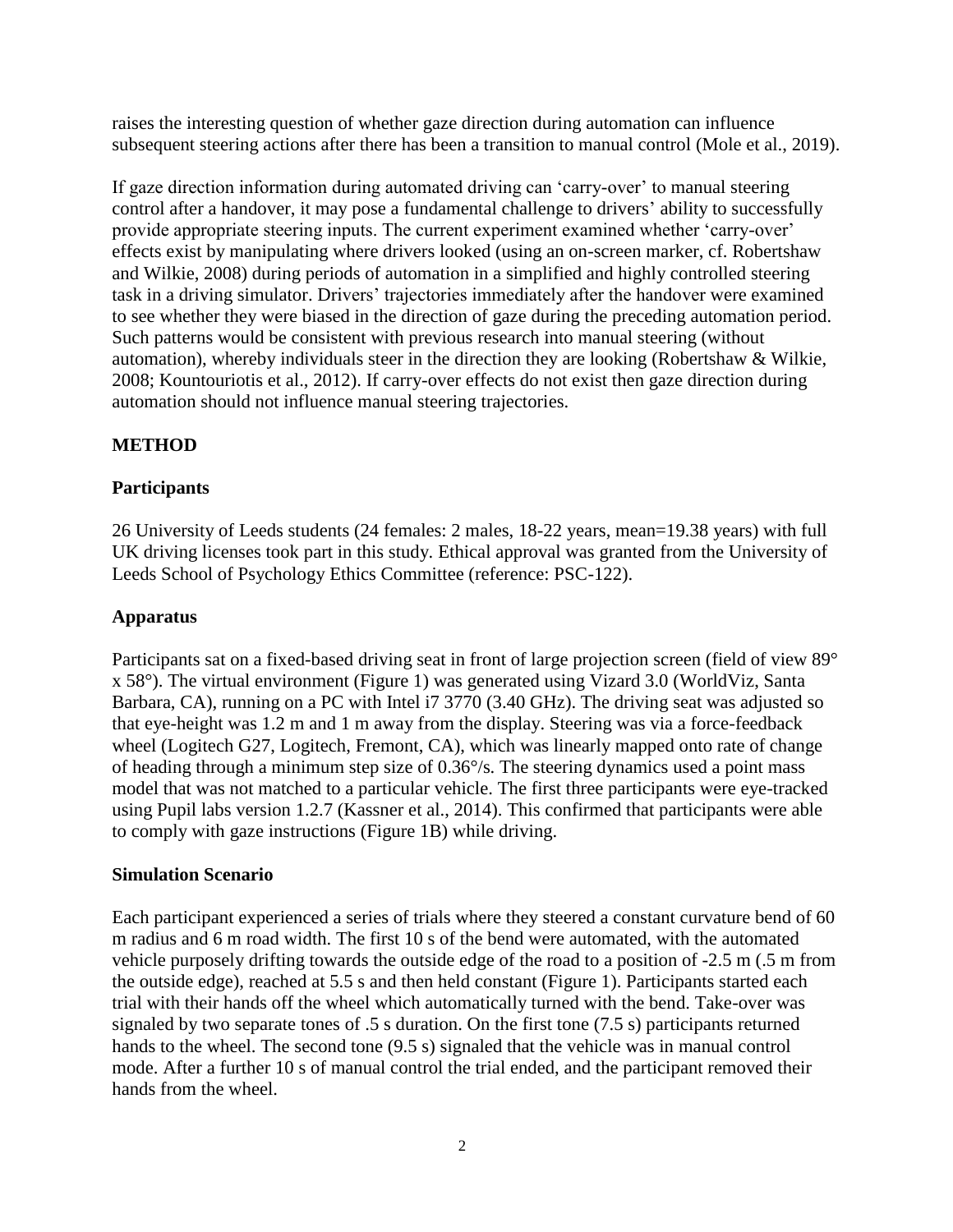raises the interesting question of whether gaze direction during automation can influence subsequent steering actions after there has been a transition to manual control (Mole et al., 2019).

If gaze direction information during automated driving can 'carry-over' to manual steering control after a handover, it may pose a fundamental challenge to drivers' ability to successfully provide appropriate steering inputs. The current experiment examined whether 'carry-over' effects exist by manipulating where drivers looked (using an on-screen marker, cf. Robertshaw and Wilkie, 2008) during periods of automation in a simplified and highly controlled steering task in a driving simulator. Drivers' trajectories immediately after the handover were examined to see whether they were biased in the direction of gaze during the preceding automation period. Such patterns would be consistent with previous research into manual steering (without automation), whereby individuals steer in the direction they are looking (Robertshaw & Wilkie, 2008; Kountouriotis et al., 2012). If carry-over effects do not exist then gaze direction during automation should not influence manual steering trajectories.

## METHOD

### Participants

26 University of Leeds students (24 females: 2 males, 18-22 years, mean=19.38 years) with full UK driving licenses took part in this study. Ethical approval was granted from the University of Leeds School of Psychology Ethics Committee (reference: PSC-122).

### Apparatus

Participants sat on a fixed-based driving seat in front of large projection screen (field of view 89° x 58°). The virtual environment (Figure 1) was generated using Vizard 3.0 (WorldViz, Santa Barbara, CA), running on a PC with Intel i7 3770 (3.40 GHz). The driving seat was adjusted so that eye-height was 1.2 m and 1 m away from the display. Steering was via a force-feedback wheel (Logitech G27, Logitech, Fremont, CA), which was linearly mapped onto rate of change of heading through a minimum step size of 0.36°/s. The steering dynamics used a point mass model that was not matched to a particular vehicle. The first three participants were eye-tracked using Pupil labs version 1.2.7 (Kassner et al., 2014). This confirmed that participants were able to comply with gaze instructions (Figure 1B) while driving.

### Simulation Scenario

Each participant experienced a series of trials where they steered a constant curvature bend of 60 m radius and 6 m road width. The first 10 s of the bend were automated, with the automated vehicle purposely drifting towards the outside edge of the road to a position of -2.5 m (.5 m from the outside edge), reached at 5.5 s and then held constant (Figure 1). Participants started each trial with their hands off the wheel which automatically turned with the bend. Take-over was signaled by two separate tones of .5 s duration. On the first tone (7.5 s) participants returned hands to the wheel. The second tone (9.5 s) signaled that the vehicle was in manual control mode. After a further 10 s of manual control the trial ended, and the participant removed their hands from the wheel.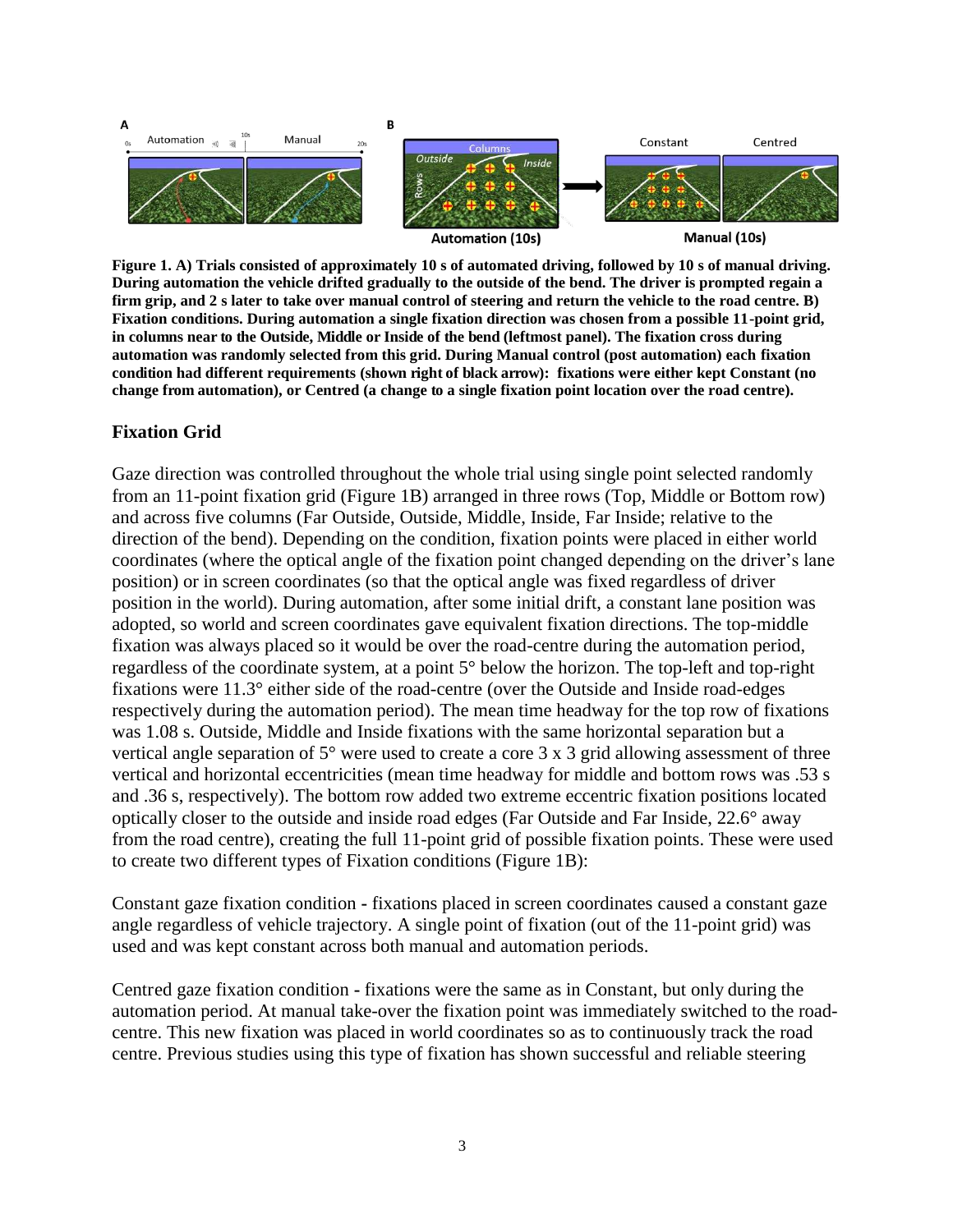**Figure 1. A) Trials consisted of approximately 10 s of automated driving, followed by 10 s of manual driving. During automation the vehicle drifted gradually to the outside of the bend. The driver is prompted regain a firm grip, and 2 s later to take over manual control of steering and return the vehicle to the road centre. B) Fixation conditions. During automation a single fixation direction was chosen from a possible 11-point grid, in columns near to the Outside, Middle or Inside of the bend (leftmost panel). The fixation cross during automation was randomly selected from this grid. During Manual control (post automation) each fixation condition had different requirements (shown right of black arrow): fixations were either kept Constant (no change from automation), or Centred (a change to a single fixation point location over the road centre).**

## Fixation Grid

Gaze direction was controlled throughout the whole trial using single point selected randomly from an 11-point fixation grid (Figure 1B) arranged in three rows (Top, Middle or Bottom row) and across five columns (Far Outside, Outside, Middle, Inside, Far Inside; relative to the direction of the bend). Depending on the condition, fixation points were placed in either world coordinates (where the optical angle of the fixation point changed depending on the driver's lane position) or in screen coordinates (so that the optical angle was fixed regardless of driver position in the world). During automation, after some initial drift, a constant lane position was adopted, so world and screen coordinates gave equivalent fixation directions. The top-middle fixation was always placed so it would be over the road-centre during the automation period, regardless of the coordinate system, at a point 5° below the horizon. The top-left and top-right fixations were 11.3° either side of the road-centre (over the Outside and Inside road-edges respectively during the automation period). The mean time headway for the top row of fixations was 1.08 s. Outside, Middle and Inside fixations with the same horizontal separation but a vertical angle separation of 5° were used to create a core 3 x 3 grid allowing assessment of three vertical and horizontal eccentricities (mean time headway for middle and bottom rows was .53 s and .36 s, respectively). The bottom row added two extreme eccentric fixation positions located optically closer to the outside and inside road edges (Far Outside and Far Inside, 22.6° away from the road centre), creating the full 11-point grid of possible fixation points. These were used to create two different types of Fixation conditions (Figure 1B):

Constant gaze fixation condition - fixations placed in screen coordinates caused a constant gaze angle regardless of vehicle trajectory. A single point of fixation (out of the 11-point grid) was used and was kept constant across both manual and automation periods.

Centred gaze fixation condition - fixations were the same as in Constant, but only during the automation period. At manual take-over the fixation point was immediately switched to the road-centre. This new fixation was placed in world coordinates so as to continuously track the road centre. Previous studies using this type of fixation has shown successful and reliable steering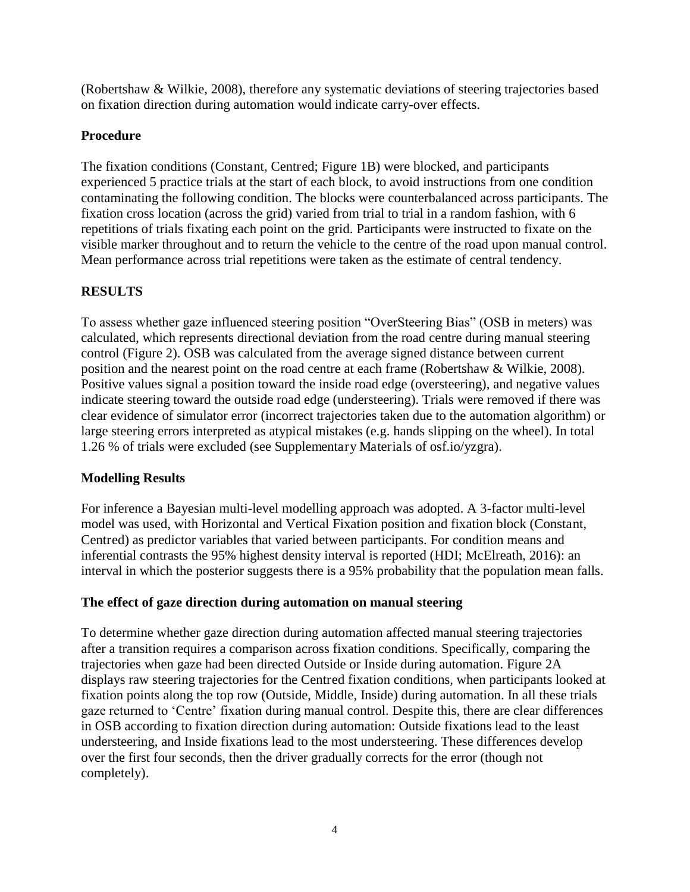(Robertshaw & Wilkie, 2008), therefore any systematic deviations of steering trajectories based on fixation direction during automation would indicate carry-over effects.

### Procedure

The fixation conditions (Constant, Centred; Figure 1B) were blocked, and participants experienced 5 practice trials at the start of each block, to avoid instructions from one condition contaminating the following condition. The blocks were counterbalanced across participants. The fixation cross location (across the grid) varied from trial to trial in a random fashion, with 6 repetitions of trials fixating each point on the grid. Participants were instructed to fixate on the visible marker throughout and to return the vehicle to the centre of the road upon manual control. Mean performance across trial repetitions were taken as the estimate of central tendency.

## RESULTS

To assess whether gaze influenced steering position "OverSteering Bias" (OSB in meters) was calculated, which represents directional deviation from the road centre during manual steering control (Figure 2). OSB was calculated from the average signed distance between current position and the nearest point on the road centre at each frame (Robertshaw & Wilkie, 2008). Positive values signal a position toward the inside road edge (oversteering), and negative values indicate steering toward the outside road edge (understeering). Trials were removed if there was clear evidence of simulator error (incorrect trajectories taken due to the automation algorithm) or large steering errors interpreted as atypical mistakes (e.g. hands slipping on the wheel). In total 1.26 % of trials were excluded (see Supplementary Materials of osf.io/yzgra).

### Modelling Results

For inference a Bayesian multi-level modelling approach was adopted. A 3-factor multi-level model was used, with Horizontal and Vertical Fixation position and fixation block (Constant, Centred) as predictor variables that varied between participants. For condition means and inferential contrasts the 95% highest density interval is reported (HDI; McElreath, 2016): an interval in which the posterior suggests there is a 95% probability that the population mean falls.

### The effect of gaze direction during automation on manual steering

To determine whether gaze direction during automation affected manual steering trajectories after a transition requires a comparison across fixation conditions. Specifically, comparing the trajectories when gaze had been directed Outside or Inside during automation. Figure 2A displays raw steering trajectories for the Centred fixation conditions, when participants looked at fixation points along the top row (Outside, Middle, Inside) during automation. In all these trials gaze returned to 'Centre' fixation during manual control. Despite this, there are clear differences in OSB according to fixation direction during automation: Outside fixations lead to the least understeering, and Inside fixations lead to the most understeering. These differences develop over the first four seconds, then the driver gradually corrects for the error (though not completely).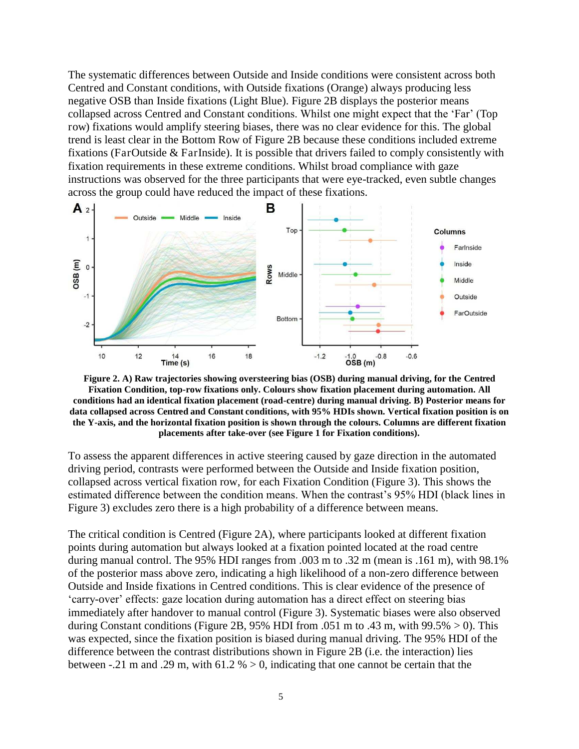The systematic differences between Outside and Inside conditions were consistent across both Centred and Constant conditions, with Outside fixations (Orange) always producing less negative OSB than Inside fixations (Light Blue). Figure 2B displays the posterior means collapsed across Centred and Constant conditions. Whilst one might expect that the 'Far' (Top row) fixations would amplify steering biases, there was no clear evidence for this. The global trend is least clear in the Bottom Row of Figure 2B because these conditions included extreme fixations (FarOutside & FarInside). It is possible that drivers failed to comply consistently with fixation requirements in these extreme conditions. Whilst broad compliance with gaze instructions was observed for the three participants that were eye-tracked, even subtle changes across the group could have reduced the impact of these fixations.

**Figure 2. A) Raw trajectories showing oversteering bias (OSB) during manual driving, for the Centred Fixation Condition, top-row fixations only. Colours show fixation placement during automation. All conditions had an identical fixation placement (road-centre) during manual driving. B) Posterior means for data collapsed across Centred and Constant conditions, with 95% HDIs shown. Vertical fixation position is on the Y-axis, and the horizontal fixation position is shown through the colours. Columns are different fixation placements after take-over (see Figure 1 for Fixation conditions).**

To assess the apparent differences in active steering caused by gaze direction in the automated driving period, contrasts were performed between the Outside and Inside fixation position, collapsed across vertical fixation row, for each Fixation Condition (Figure 3). This shows the estimated difference between the condition means. When the contrast's 95% HDI (black lines in Figure 3) excludes zero there is a high probability of a difference between means.

The critical condition is Centred (Figure 2A), where participants looked at different fixation points during automation but always looked at a fixation pointed located at the road centre during manual control. The 95% HDI ranges from .003 m to .32 m (mean is .161 m), with 98.1% of the posterior mass above zero, indicating a high likelihood of a non-zero difference between Outside and Inside fixations in Centred conditions. This is clear evidence of the presence of 'carry-over' effects: gaze location during automation has a direct effect on steering bias immediately after handover to manual control (Figure 3). Systematic biases were also observed during Constant conditions (Figure 2B, 95% HDI from .051 m to .43 m, with 99.5% > 0). This was expected, since the fixation position is biased during manual driving. The 95% HDI of the difference between the contrast distributions shown in Figure 2B (i.e. the interaction) lies between -.21 m and .29 m, with 61.2 % > 0, indicating that one cannot be certain that the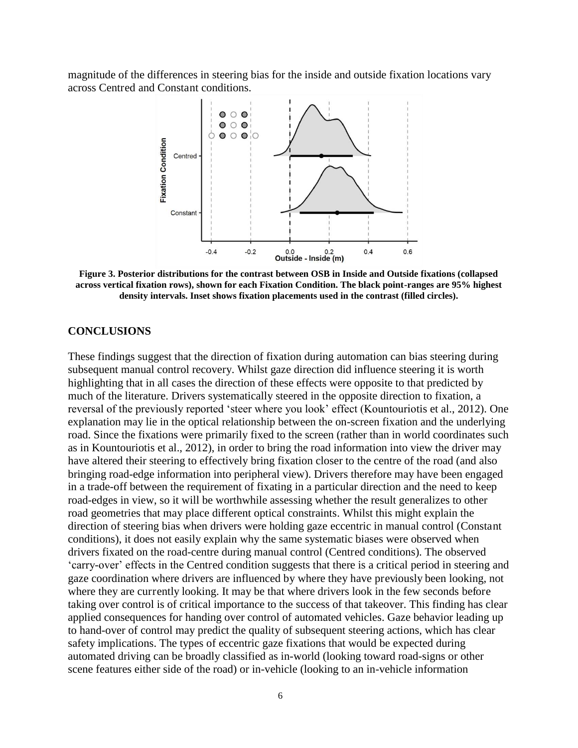magnitude of the differences in steering bias for the inside and outside fixation locations vary across Centred and Constant conditions.

**Figure 3. Posterior distributions for the contrast between OSB in Inside and Outside fixations (collapsed across vertical fixation rows), shown for each Fixation Condition. The black point-ranges are 95% highest density intervals. Inset shows fixation placements used in the contrast (filled circles).**

## CONCLUSIONS

These findings suggest that the direction of fixation during automation can bias steering during subsequent manual control recovery. Whilst gaze direction did influence steering it is worth highlighting that in all cases the direction of these effects were opposite to that predicted by much of the literature. Drivers systematically steered in the opposite direction to fixation, a reversal of the previously reported 'steer where you look' effect (Kountouriotis et al., 2012). One explanation may lie in the optical relationship between the on-screen fixation and the underlying road. Since the fixations were primarily fixed to the screen (rather than in world coordinates such as in Kountouriotis et al., 2012), in order to bring the road information into view the driver may have altered their steering to effectively bring fixation closer to the centre of the road (and also bringing road-edge information into peripheral view). Drivers therefore may have been engaged in a trade-off between the requirement of fixating in a particular direction and the need to keep road-edges in view, so it will be worthwhile assessing whether the result generalizes to other road geometries that may place different optical constraints. Whilst this might explain the direction of steering bias when drivers were holding gaze eccentric in manual control (Constant conditions), it does not easily explain why the same systematic biases were observed when drivers fixated on the road-centre during manual control (Centred conditions). The observed 'carry-over' effects in the Centred condition suggests that there is a critical period in steering and gaze coordination where drivers are influenced by where they have previously been looking, not where they are currently looking. It may be that where drivers look in the few seconds before taking over control is of critical importance to the success of that takeover. This finding has clear applied consequences for handing over control of automated vehicles. Gaze behavior leading up to hand-over of control may predict the quality of subsequent steering actions, which has clear safety implications. The types of eccentric gaze fixations that would be expected during automated driving can be broadly classified as in-world (looking toward road-signs or other scene features either side of the road) or in-vehicle (looking to an in-vehicle information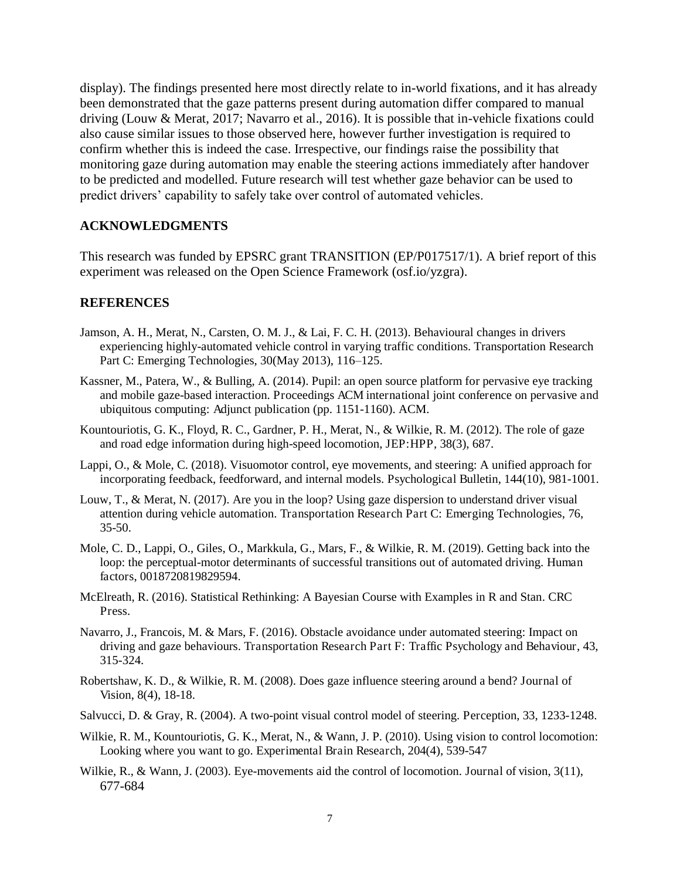display). The findings presented here most directly relate to in-world fixations, and it has already been demonstrated that the gaze patterns present during automation differ compared to manual driving (Louw & Merat, 2017; Navarro et al., 2016). It is possible that in-vehicle fixations could also cause similar issues to those observed here, however further investigation is required to confirm whether this is indeed the case. Irrespective, our findings raise the possibility that monitoring gaze during automation may enable the steering actions immediately after handover to be predicted and modelled. Future research will test whether gaze behavior can be used to predict drivers' capability to safely take over control of automated vehicles.

## ACKNOWLEDGMENTS

This research was funded by EPSRC grant TRANSITION (EP/P017517/1). A brief report of this experiment was released on the Open Science Framework (osf.io/yzgra).

## REFERENCES

Jamson, A. H., Merat, N., Carsten, O. M. J., & Lai, F. C. H. (2013). Behavioural changes in drivers experiencing highly-automated vehicle control in varying traffic conditions. Transportation Research Part C: Emerging Technologies, 30(May 2013), 116–125.

Kassner, M., Patera, W., & Bulling, A. (2014). Pupil: an open source platform for pervasive eye tracking and mobile gaze-based interaction. Proceedings ACM international joint conference on pervasive and ubiquitous computing: Adjunct publication (pp. 1151-1160). ACM.

Kountouriotis, G. K., Floyd, R. C., Gardner, P. H., Merat, N., & Wilkie, R. M. (2012). The role of gaze and road edge information during high-speed locomotion, JEP:HPP, 38(3), 687.

Lappi, O., & Mole, C. (2018). Visuomotor control, eye movements, and steering: A unified approach for incorporating feedback, feedforward, and internal models. Psychological Bulletin, 144(10), 981-1001.

Louw, T., & Merat, N. (2017). Are you in the loop? Using gaze dispersion to understand driver visual attention during vehicle automation. Transportation Research Part C: Emerging Technologies, 76, 35-50.

Mole, C. D., Lappi, O., Giles, O., Markkula, G., Mars, F., & Wilkie, R. M. (2019). Getting back into the loop: the perceptual-motor determinants of successful transitions out of automated driving. Human factors, 0018720819829594.

McElreath, R. (2016). Statistical Rethinking: A Bayesian Course with Examples in R and Stan. CRC Press.

Navarro, J., Francois, M. & Mars, F. (2016). Obstacle avoidance under automated steering: Impact on driving and gaze behaviours. Transportation Research Part F: Traffic Psychology and Behaviour, 43, 315-324.

Robertshaw, K. D., & Wilkie, R. M. (2008). Does gaze influence steering around a bend? Journal of Vision, 8(4), 18-18.

Salvucci, D. & Gray, R. (2004). A two-point visual control model of steering. Perception, 33, 1233-1248.

Wilkie, R. M., Kountouriotis, G. K., Merat, N., & Wann, J. P. (2010). Using vision to control locomotion: Looking where you want to go. Experimental Brain Research, 204(4), 539-547

Wilkie, R., & Wann, J. (2003). Eye-movements aid the control of locomotion. Journal of vision, 3(11), 677-684